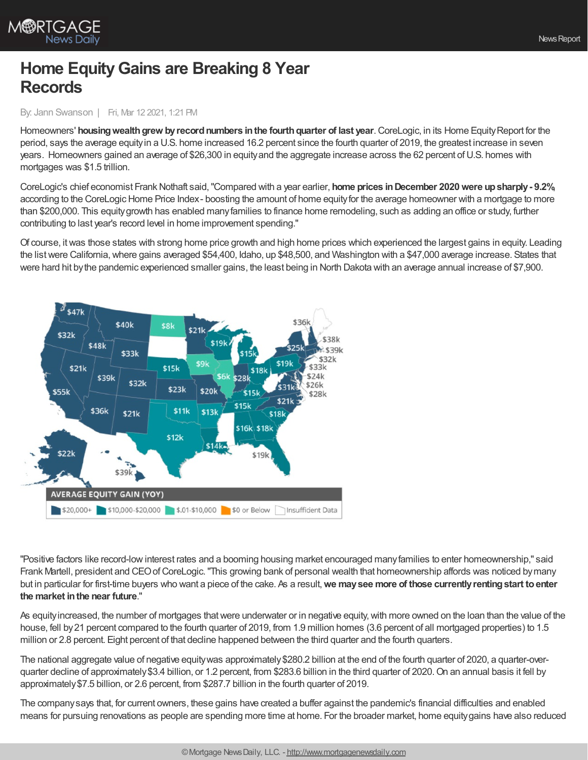# Home Equity Gains are Breaking 8 Year Records

By: Jann Swanson | Fri, Mar 12 2021, 1:21 PM

Homeowners' **housing wealth grew by record numbers in the fourth quarter of last year**. CoreLogic, in its Home Equity Report for the period, says the average equity in a U.S. home increased 16.2 percent since the fourth quarter of 2019, the greatest increase in seven years. Homeowners gained an average of $26,300 in equity and the aggregate increase across the 62 percent of U.S. homes with mortgages was $1.5 trillion.

CoreLogic's chief economist Frank Nothaft said, "Compared with a year earlier, **home prices in December 2020 were up sharply - 9.2%**, according to the CoreLogic Home Price Index - boosting the amount of home equity for the average homeowner with a mortgage to more than $200,000. This equity growth has enabled many families to finance home remodeling, such as adding an office or study, further contributing to last year's record level in home improvement spending."

Of course, it was those states with strong home price growth and high home prices which experienced the largest gains in equity. Leading the list were California, where gains averaged $54,400, Idaho, up $48,500, and Washington with a $47,000 average increase. States that were hard hit by the pandemic experienced smaller gains, the least being in North Dakota with an average annual increase of $7,900.

AVERAGE EQUITY GAIN (YOY)

$20,000+ | $10,000-$20,000 | $.01-$10,000 | $0 or Below | Insufficient Data

"Positive factors like record-low interest rates and a booming housing market encouraged many families to enter homeownership," said Frank Martell, president and CEO of CoreLogic. "This growing bank of personal wealth that homeownership affords was noticed by many but in particular for first-time buyers who want a piece of the cake. As a result, **we may see more of those currently renting start to enter the market in the near future**."

As equity increased, the number of mortgages that were underwater or in negative equity, with more owned on the loan than the value of the house, fell by 21 percent compared to the fourth quarter of 2019, from 1.9 million homes (3.6 percent of all mortgaged properties) to 1.5 million or 2.8 percent. Eight percent of that decline happened between the third quarter and the fourth quarters.

The national aggregate value of negative equity was approximately $280.2 billion at the end of the fourth quarter of 2020, a quarter-over-quarter decline of approximately $3.4 billion, or 1.2 percent, from $283.6 billion in the third quarter of 2020. On an annual basis it fell by approximately $7.5 billion, or 2.6 percent, from $287.7 billion in the fourth quarter of 2019.

The company says that, for current owners, these gains have created a buffer against the pandemic's financial difficulties and enabled means for pursuing renovations as people are spending more time at home. For the broader market, home equity gains have also reduced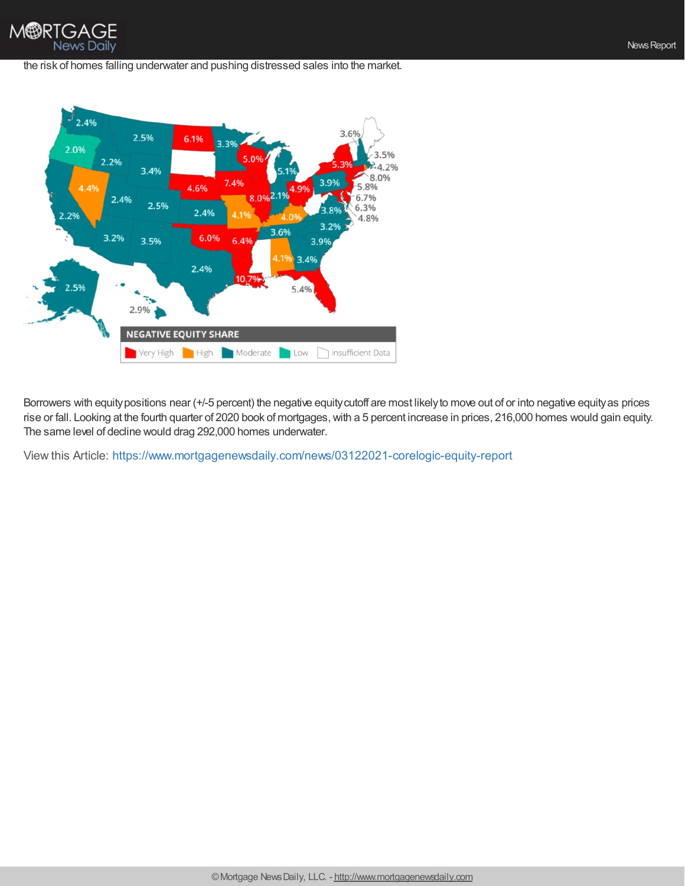the risk of homes falling underwater and pushing distressed sales into the market.

NEGATIVE EQUITY SHARE

Very High
High
Moderate
Low
Insufficient Data

2.4%
2.0%
2.5%
6.1%
3.3%
3.6%
2.2%
3.4%
5.0%
3.5%
5.3%
4.2%
5.1%
8.0%
4.4%
4.6%
7.4%
4.9%
3.9%
5.8%
2.4%
8.0%
2.1%
6.7%
2.5%
2.4%
4.1%
3.8%
6.3%
2.2%
4.0%
4.8%
3.2%
3.2%
3.5%
6.0%
6.4%
3.6%
3.9%
4.1%
3.4%
2.4%
10.7%
5.4%
2.5%
2.9%

Borrowers with equity positions near (+/-5 percent) the negative equity cutoff are most likely to move out of or into negative equity as prices rise or fall. Looking at the fourth quarter of 2020 book of mortgages, with a 5 percent increase in prices, 216,000 homes would gain equity. The same level of decline would drag 292,000 homes underwater.

View this Article: https://www.mortgagenewsdaily.com/news/03122021-corelogic-equity-report